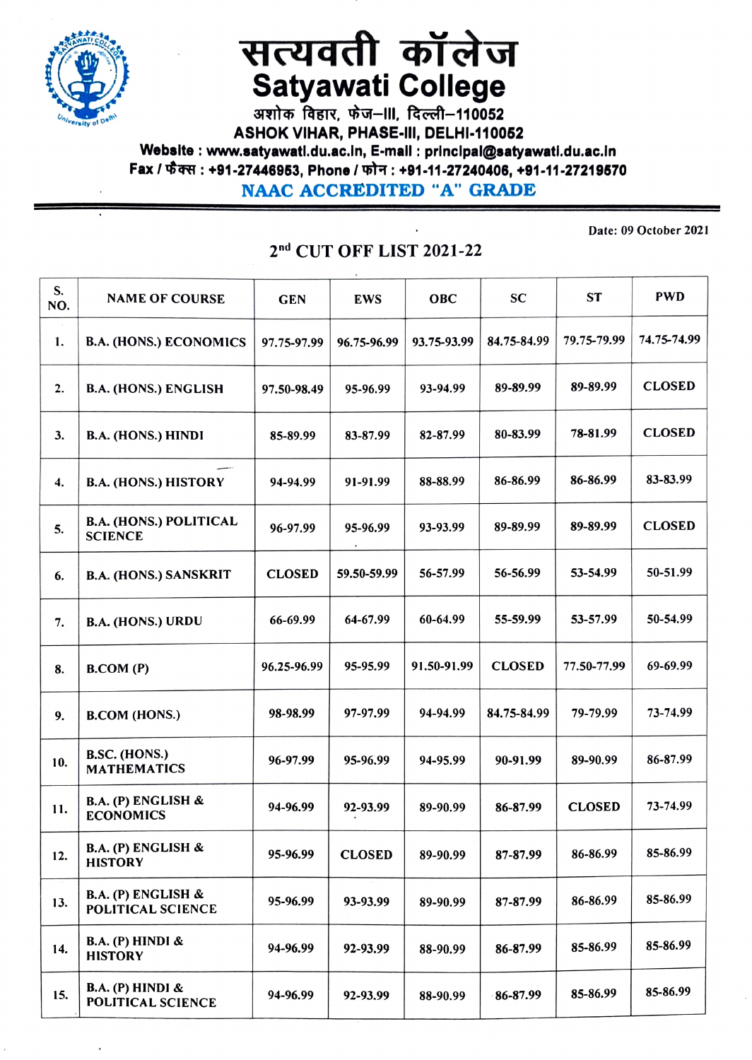# सत्यवती कॉलेज
# Satyawati College

अशोक विहार, फेज–III, दिल्ली–110052

ASHOK VIHAR, PHASE-III, DELHI-110052

Website : www.satyawati.du.ac.in, E-mail : principal@satyawati.du.ac.in

Fax / फैक्स : +91-27446953, Phone / फोन : +91-11-27240406, +91-11-27219570

**NAAC ACCREDITED "A" GRADE**

Date: 09 October 2021

## 2nd CUT OFF LIST 2021-22

| S. NO. | NAME OF COURSE | GEN | EWS | OBC | SC | ST | PWD |
|---|---|---|---|---|---|---|---|
| 1. | B.A. (HONS.) ECONOMICS | 97.75-97.99 | 96.75-96.99 | 93.75-93.99 | 84.75-84.99 | 79.75-79.99 | 74.75-74.99 |
| 2. | B.A. (HONS.) ENGLISH | 97.50-98.49 | 95-96.99 | 93-94.99 | 89-89.99 | 89-89.99 | CLOSED |
| 3. | B.A. (HONS.) HINDI | 85-89.99 | 83-87.99 | 82-87.99 | 80-83.99 | 78-81.99 | CLOSED |
| 4. | B.A. (HONS.) HISTORY | 94-94.99 | 91-91.99 | 88-88.99 | 86-86.99 | 86-86.99 | 83-83.99 |
| 5. | B.A. (HONS.) POLITICAL SCIENCE | 96-97.99 | 95-96.99 | 93-93.99 | 89-89.99 | 89-89.99 | CLOSED |
| 6. | B.A. (HONS.) SANSKRIT | CLOSED | 59.50-59.99 | 56-57.99 | 56-56.99 | 53-54.99 | 50-51.99 |
| 7. | B.A. (HONS.) URDU | 66-69.99 | 64-67.99 | 60-64.99 | 55-59.99 | 53-57.99 | 50-54.99 |
| 8. | B.COM (P) | 96.25-96.99 | 95-95.99 | 91.50-91.99 | CLOSED | 77.50-77.99 | 69-69.99 |
| 9. | B.COM (HONS.) | 98-98.99 | 97-97.99 | 94-94.99 | 84.75-84.99 | 79-79.99 | 73-74.99 |
| 10. | B.SC. (HONS.) MATHEMATICS | 96-97.99 | 95-96.99 | 94-95.99 | 90-91.99 | 89-90.99 | 86-87.99 |
| 11. | B.A. (P) ENGLISH & ECONOMICS | 94-96.99 | 92-93.99 | 89-90.99 | 86-87.99 | CLOSED | 73-74.99 |
| 12. | B.A. (P) ENGLISH & HISTORY | 95-96.99 | CLOSED | 89-90.99 | 87-87.99 | 86-86.99 | 85-86.99 |
| 13. | B.A. (P) ENGLISH & POLITICAL SCIENCE | 95-96.99 | 93-93.99 | 89-90.99 | 87-87.99 | 86-86.99 | 85-86.99 |
| 14. | B.A. (P) HINDI & HISTORY | 94-96.99 | 92-93.99 | 88-90.99 | 86-87.99 | 85-86.99 | 85-86.99 |
| 15. | B.A. (P) HINDI & POLITICAL SCIENCE | 94-96.99 | 92-93.99 | 88-90.99 | 86-87.99 | 85-86.99 | 85-86.99 |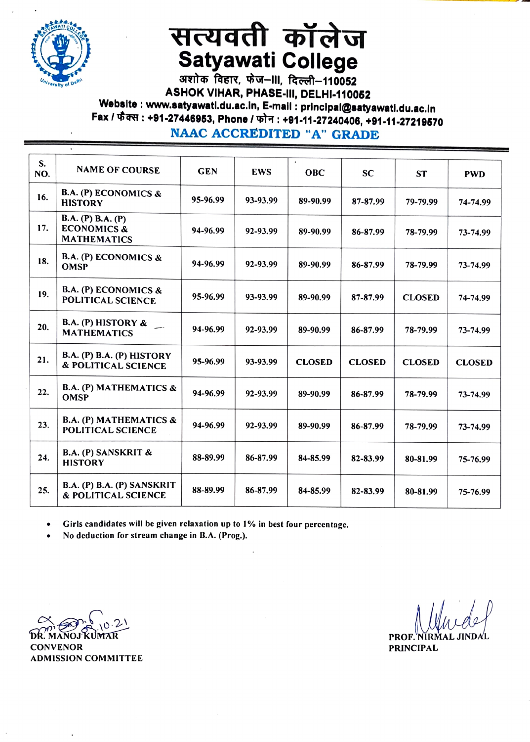# सत्यवती कॉलेज
# Satyawati College

अशोक विहार, फेज–III, दिल्ली–110052

ASHOK VIHAR, PHASE-III, DELHI-110052

Website : www.satyawati.du.ac.in, E-mail : principal@satyawati.du.ac.in

Fax / फैक्स : +91-27446953, Phone / फोन : +91-11-27240406, +91-11-27219570

**NAAC ACCREDITED "A" GRADE**

| S. NO. | NAME OF COURSE | GEN | EWS | OBC | SC | ST | PWD |
|---|---|---|---|---|---|---|---|
| 16. | B.A. (P) ECONOMICS & HISTORY | 95-96.99 | 93-93.99 | 89-90.99 | 87-87.99 | 79-79.99 | 74-74.99 |
| 17. | B.A. (P) B.A. (P) ECONOMICS & MATHEMATICS | 94-96.99 | 92-93.99 | 89-90.99 | 86-87.99 | 78-79.99 | 73-74.99 |
| 18. | B.A. (P) ECONOMICS & OMSP | 94-96.99 | 92-93.99 | 89-90.99 | 86-87.99 | 78-79.99 | 73-74.99 |
| 19. | B.A. (P) ECONOMICS & POLITICAL SCIENCE | 95-96.99 | 93-93.99 | 89-90.99 | 87-87.99 | CLOSED | 74-74.99 |
| 20. | B.A. (P) HISTORY & MATHEMATICS | 94-96.99 | 92-93.99 | 89-90.99 | 86-87.99 | 78-79.99 | 73-74.99 |
| 21. | B.A. (P) B.A. (P) HISTORY & POLITICAL SCIENCE | 95-96.99 | 93-93.99 | CLOSED | CLOSED | CLOSED | CLOSED |
| 22. | B.A. (P) MATHEMATICS & OMSP | 94-96.99 | 92-93.99 | 89-90.99 | 86-87.99 | 78-79.99 | 73-74.99 |
| 23. | B.A. (P) MATHEMATICS & POLITICAL SCIENCE | 94-96.99 | 92-93.99 | 89-90.99 | 86-87.99 | 78-79.99 | 73-74.99 |
| 24. | B.A. (P) SANSKRIT & HISTORY | 88-89.99 | 86-87.99 | 84-85.99 | 82-83.99 | 80-81.99 | 75-76.99 |
| 25. | B.A. (P) B.A. (P) SANSKRIT & POLITICAL SCIENCE | 88-89.99 | 86-87.99 | 84-85.99 | 82-83.99 | 80-81.99 | 75-76.99 |

- Girls candidates will be given relaxation up to 1% in best four percentage.
- No deduction for stream change in B.A. (Prog.).

DR. MANOJ KUMAR
CONVENOR
ADMISSION COMMITTEE

PROF. NIRMAL JINDAL
PRINCIPAL